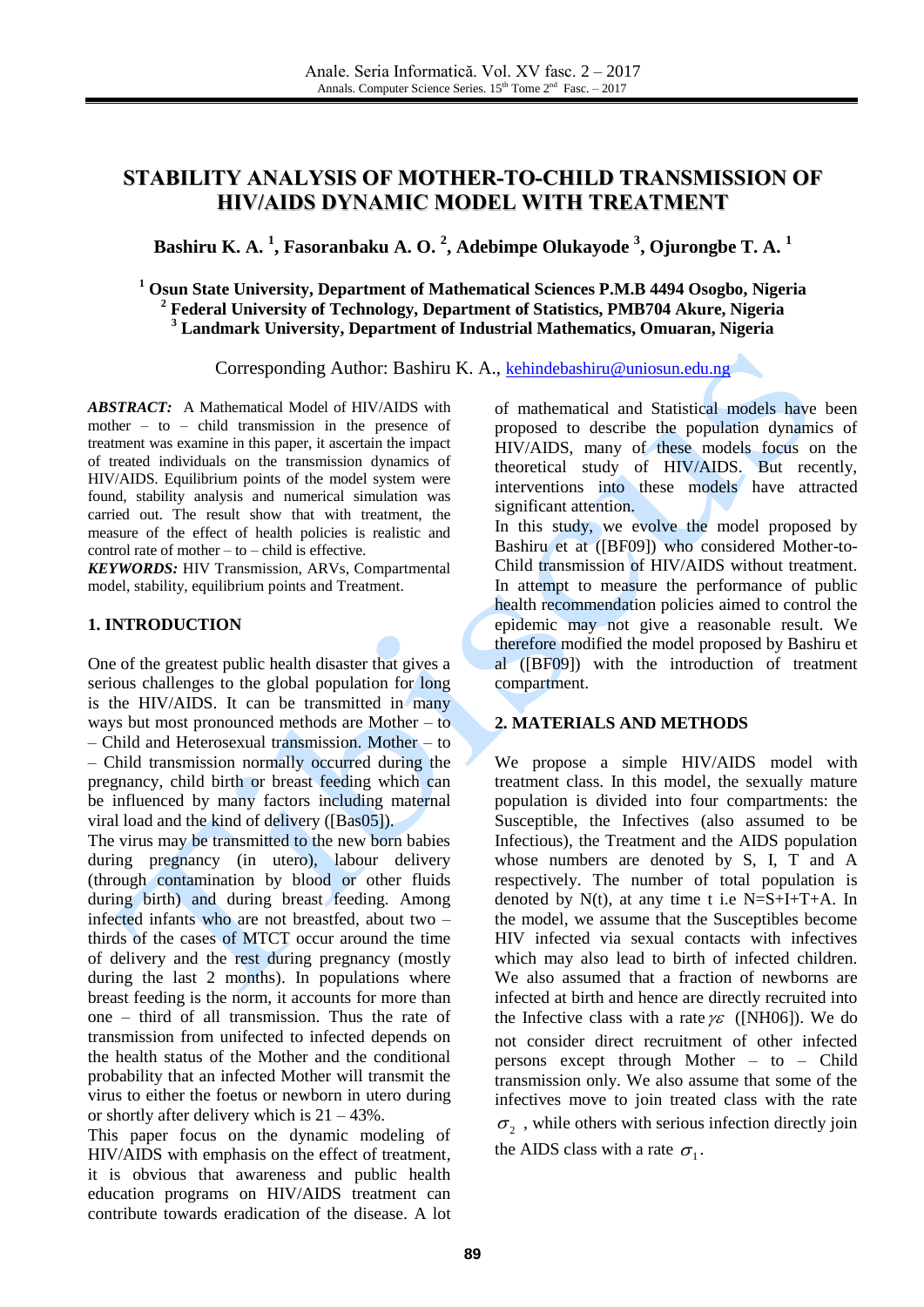# STABILITY ANALYSIS OF MOTHER-TO-CHILD TRANSMISSION OF HIV/AIDS DYNAMIC MODEL WITH TREATMENT

**Bashiru K. A.[1], Fasoranbaku A. O.[2], Adebimpe Olukayode[3], Ojurongbe T. A.[1]**

**[1] Osun State University, Department of Mathematical Sciences P.M.B 4494 Osogbo, Nigeria**
**[2] Federal University of Technology, Department of Statistics, PMB704 Akure, Nigeria**
**[3] Landmark University, Department of Industrial Mathematics, Omuaran, Nigeria**

Corresponding Author: Bashiru K. A., kehindebashiru@uniosun.edu.ng

***ABSTRACT:*** A Mathematical Model of HIV/AIDS with mother – to – child transmission in the presence of treatment was examine in this paper, it ascertain the impact of treated individuals on the transmission dynamics of HIV/AIDS. Equilibrium points of the model system were found, stability analysis and numerical simulation was carried out. The result show that with treatment, the measure of the effect of health policies is realistic and control rate of mother – to – child is effective.

***KEYWORDS:*** HIV Transmission, ARVs, Compartmental model, stability, equilibrium points and Treatment.

## 1. INTRODUCTION

One of the greatest public health disaster that gives a serious challenges to the global population for long is the HIV/AIDS. It can be transmitted in many ways but most pronounced methods are Mother – to – Child and Heterosexual transmission. Mother – to – Child transmission normally occurred during the pregnancy, child birth or breast feeding which can be influenced by many factors including maternal viral load and the kind of delivery ([Bas05]).

The virus may be transmitted to the new born babies during pregnancy (in utero), labour delivery (through contamination by blood or other fluids during birth) and during breast feeding. Among infected infants who are not breastfed, about two – thirds of the cases of MTCT occur around the time of delivery and the rest during pregnancy (mostly during the last 2 months). In populations where breast feeding is the norm, it accounts for more than one – third of all transmission. Thus the rate of transmission from unifected to infected depends on the health status of the Mother and the conditional probability that an infected Mother will transmit the virus to either the foetus or newborn in utero during or shortly after delivery which is 21 – 43%.

This paper focus on the dynamic modeling of HIV/AIDS with emphasis on the effect of treatment, it is obvious that awareness and public health education programs on HIV/AIDS treatment can contribute towards eradication of the disease. A lot of mathematical and Statistical models have been proposed to describe the population dynamics of HIV/AIDS, many of these models focus on the theoretical study of HIV/AIDS. But recently, interventions into these models have attracted significant attention.

In this study, we evolve the model proposed by Bashiru et at ([BF09]) who considered Mother-to-Child transmission of HIV/AIDS without treatment. In attempt to measure the performance of public health recommendation policies aimed to control the epidemic may not give a reasonable result. We therefore modified the model proposed by Bashiru et al ([BF09]) with the introduction of treatment compartment.

## 2. MATERIALS AND METHODS

We propose a simple HIV/AIDS model with treatment class. In this model, the sexually mature population is divided into four compartments: the Susceptible, the Infectives (also assumed to be Infectious), the Treatment and the AIDS population whose numbers are denoted by S, I, T and A respectively. The number of total population is denoted by N(t), at any time t i.e N=S+I+T+A. In the model, we assume that the Susceptibles become HIV infected via sexual contacts with infectives which may also lead to birth of infected children. We also assumed that a fraction of newborns are infected at birth and hence are directly recruited into the Infective class with a rate $\gamma\varepsilon$ ([NH06]). We do not consider direct recruitment of other infected persons except through Mother – to – Child transmission only. We also assume that some of the infectives move to join treated class with the rate $\sigma_2$ , while others with serious infection directly join the AIDS class with a rate $\sigma_1$.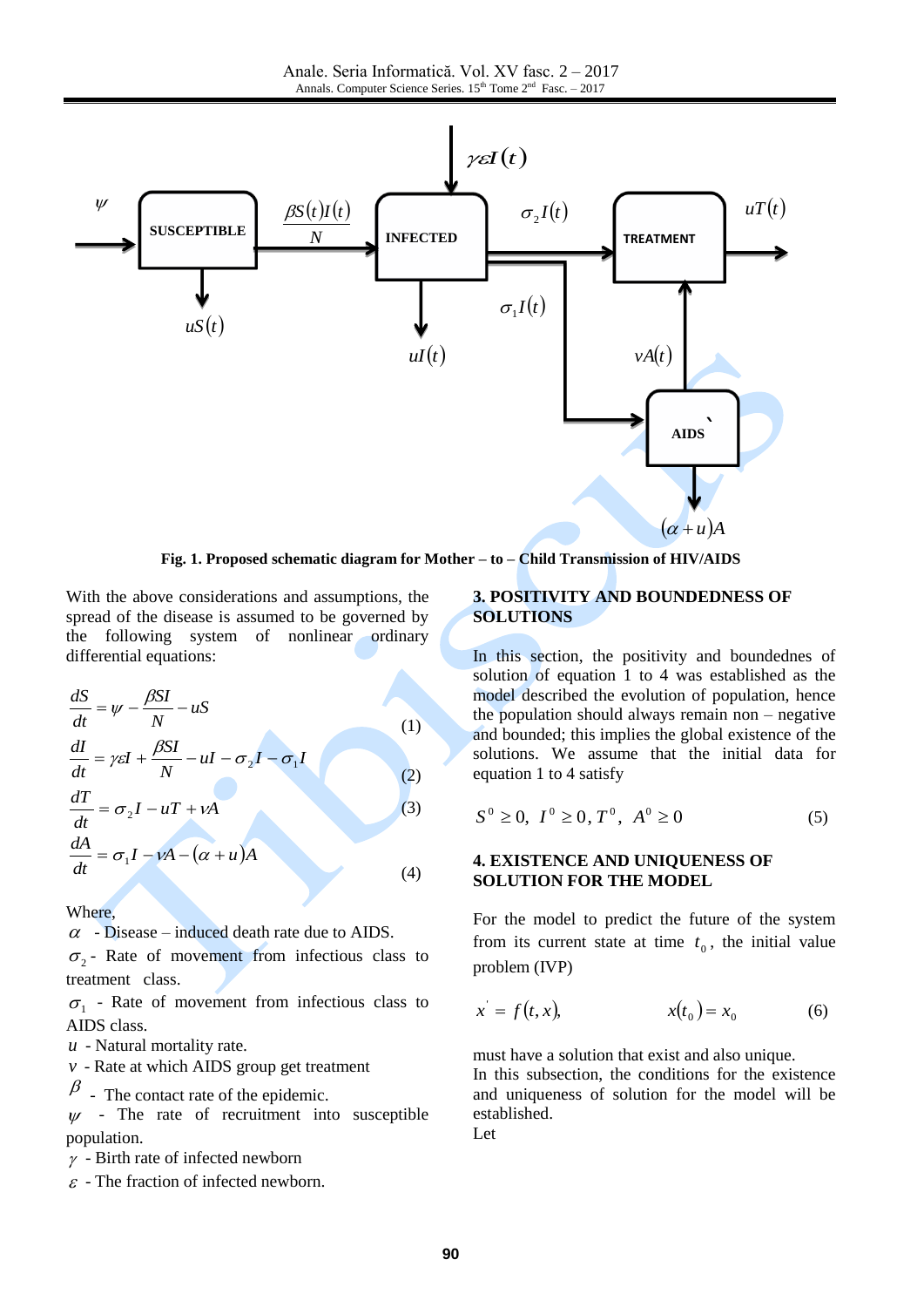**Fig. 1. Proposed schematic diagram for Mother – to – Child Transmission of HIV/AIDS**

With the above considerations and assumptions, the spread of the disease is assumed to be governed by the following system of nonlinear ordinary differential equations:

$$\frac{dS}{dt} = \psi - \frac{\beta SI}{N} - uS \qquad (1)$$

$$\frac{dI}{dt} = \gamma\varepsilon I + \frac{\beta SI}{N} - uI - \sigma_2 I - \sigma_1 I \qquad (2)$$

$$\frac{dT}{dt} = \sigma_2 I - uT + vA \qquad (3)$$

$$\frac{dA}{dt} = \sigma_1 I - vA - (\alpha + u)A \qquad (4)$$

Where,

$\alpha$ - Disease – induced death rate due to AIDS.

$\sigma_2$ - Rate of movement from infectious class to treatment class.

$\sigma_1$ - Rate of movement from infectious class to AIDS class.

$u$ - Natural mortality rate.

$v$ - Rate at which AIDS group get treatment

$\beta$ - The contact rate of the epidemic.

$\psi$ - The rate of recruitment into susceptible population.

$\gamma$ - Birth rate of infected newborn

$\varepsilon$ - The fraction of infected newborn.

## 3. POSITIVITY AND BOUNDEDNESS OF SOLUTIONS

In this section, the positivity and boundednes of solution of equation 1 to 4 was established as the model described the evolution of population, hence the population should always remain non – negative and bounded; this implies the global existence of the solutions. We assume that the initial data for equation 1 to 4 satisfy

$$S^0 \geq 0,\ I^0 \geq 0,\ T^0,\ A^0 \geq 0 \qquad (5)$$

## 4. EXISTENCE AND UNIQUENESS OF SOLUTION FOR THE MODEL

For the model to predict the future of the system from its current state at time $t_0$, the initial value problem (IVP)

$$x' = f(t, x), \qquad x(t_0) = x_0 \qquad (6)$$

must have a solution that exist and also unique.

In this subsection, the conditions for the existence and uniqueness of solution for the model will be established.

Let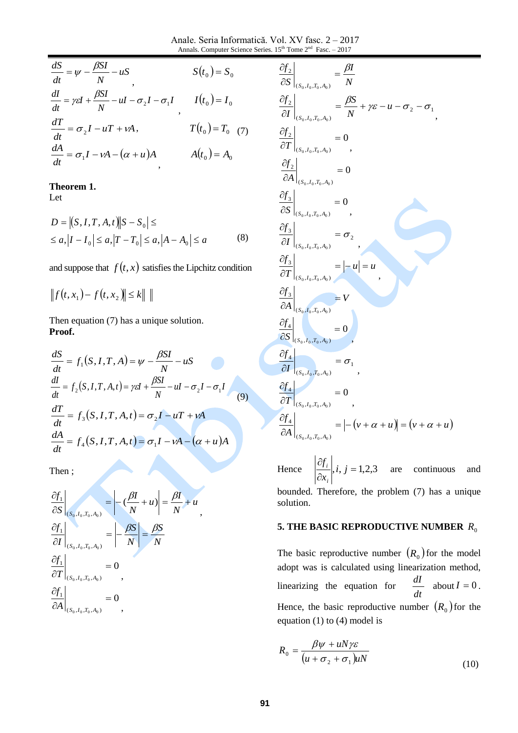$$\frac{dS}{dt} = \psi - \frac{\beta SI}{N} - uS, \qquad S(t_0) = S_0$$

$$\frac{dI}{dt} = \gamma \varepsilon I + \frac{\beta SI}{N} - uI - \sigma_2 I - \sigma_1 I, \qquad I(t_0) = I_0$$

$$\frac{dT}{dt} = \sigma_2 I - uT + vA, \qquad T(t_0) = T_0 \quad (7)$$

$$\frac{dA}{dt} = \sigma_1 I - vA - (\alpha + u)A, \qquad A(t_0) = A_0$$

**Theorem 1.**
Let

$$D = \left|(S, I, T, A, t)\right| \left|S - S_0\right| \leq$$
$$\leq a, \left|I - I_0\right| \leq a, \left|T - T_0\right| \leq a, \left|A - A_0\right| \leq a \qquad (8)$$

and suppose that $f(t, x)$ satisfies the Lipchitz condition

$$\left\| f(t, x_1) - f(t, x_2) \right\| \leq k \| \ \|$$

Then equation (7) has a unique solution.
**Proof.**

$$\frac{dS}{dt} = f_1(S, I, T, A) = \psi - \frac{\beta SI}{N} - uS$$

$$\frac{dI}{dt} = f_2(S, I, T, A, t) = \gamma \varepsilon I + \frac{\beta SI}{N} - uI - \sigma_2 I - \sigma_1 I \qquad (9)$$

$$\frac{dT}{dt} = f_3(S, I, T, A, t) = \sigma_2 I - uT + vA$$

$$\frac{dA}{dt} = f_4(S, I, T, A, t) = \sigma_1 I - vA - (\alpha + u)A$$

Then ;

$$\left.\frac{\partial f_1}{\partial S}\right|_{(S_0, I_0, T_0, A_0)} = \left| -(\frac{\beta I}{N} + u) \right| = \frac{\beta I}{N} + u,$$

$$\left.\frac{\partial f_1}{\partial I}\right|_{(S_0, I_0, T_0, A_0)} = \left| -\frac{\beta S}{N} \right| = \frac{\beta S}{N}$$

$$\left.\frac{\partial f_1}{\partial T}\right|_{(S_0, I_0, T_0, A_0)} = 0,$$

$$\left.\frac{\partial f_1}{\partial A}\right|_{(S_0, I_0, T_0, A_0)} = 0,$$

$$\left.\frac{\partial f_2}{\partial S}\right|_{(S_0, I_0, T_0, A_0)} = \frac{\beta I}{N}$$

$$\left.\frac{\partial f_2}{\partial I}\right|_{(S_0, I_0, T_0, A_0)} = \frac{\beta S}{N} + \gamma \varepsilon - u - \sigma_2 - \sigma_1,$$

$$\left.\frac{\partial f_2}{\partial T}\right|_{(S_0, I_0, T_0, A_0)} = 0,$$

$$\left.\frac{\partial f_2}{\partial A}\right|_{(S_0, I_0, T_0, A_0)} = 0$$

$$\left.\frac{\partial f_3}{\partial S}\right|_{(S_0, I_0, T_0, A_0)} = 0,$$

$$\left.\frac{\partial f_3}{\partial I}\right|_{(S_0, I_0, T_0, A_0)} = \sigma_2,$$

$$\left.\frac{\partial f_3}{\partial T}\right|_{(S_0, I_0, T_0, A_0)} = |-u| = u,$$

$$\left.\frac{\partial f_3}{\partial A}\right|_{(S_0, I_0, T_0, A_0)} = V$$

$$\left.\frac{\partial f_4}{\partial S}\right|_{(S_0, I_0, T_0, A_0)} = 0,$$

$$\left.\frac{\partial f_4}{\partial I}\right|_{(S_0, I_0, T_0, A_0)} = \sigma_1,$$

$$\left.\frac{\partial f_4}{\partial T}\right|_{(S_0, I_0, T_0, A_0)} = 0,$$

$$\left.\frac{\partial f_4}{\partial A}\right|_{(S_0, I_0, T_0, A_0)} = \left| -(v + \alpha + u) \right| = (v + \alpha + u)$$

Hence $\left|\frac{\partial f_i}{\partial x_i}\right|, i, j = 1,2,3$ are continuous and bounded. Therefore, the problem (7) has a unique solution.

## 5. THE BASIC REPRODUCTIVE NUMBER $R_0$

The basic reproductive number $(R_0)$ for the model adopt was is calculated using linearization method, linearizing the equation for $\frac{dI}{dt}$ about $I = 0$. Hence, the basic reproductive number $(R_0)$ for the equation (1) to (4) model is

$$R_0 = \frac{\beta \psi + uN\gamma\varepsilon}{(u + \sigma_2 + \sigma_1)uN} \qquad (10)$$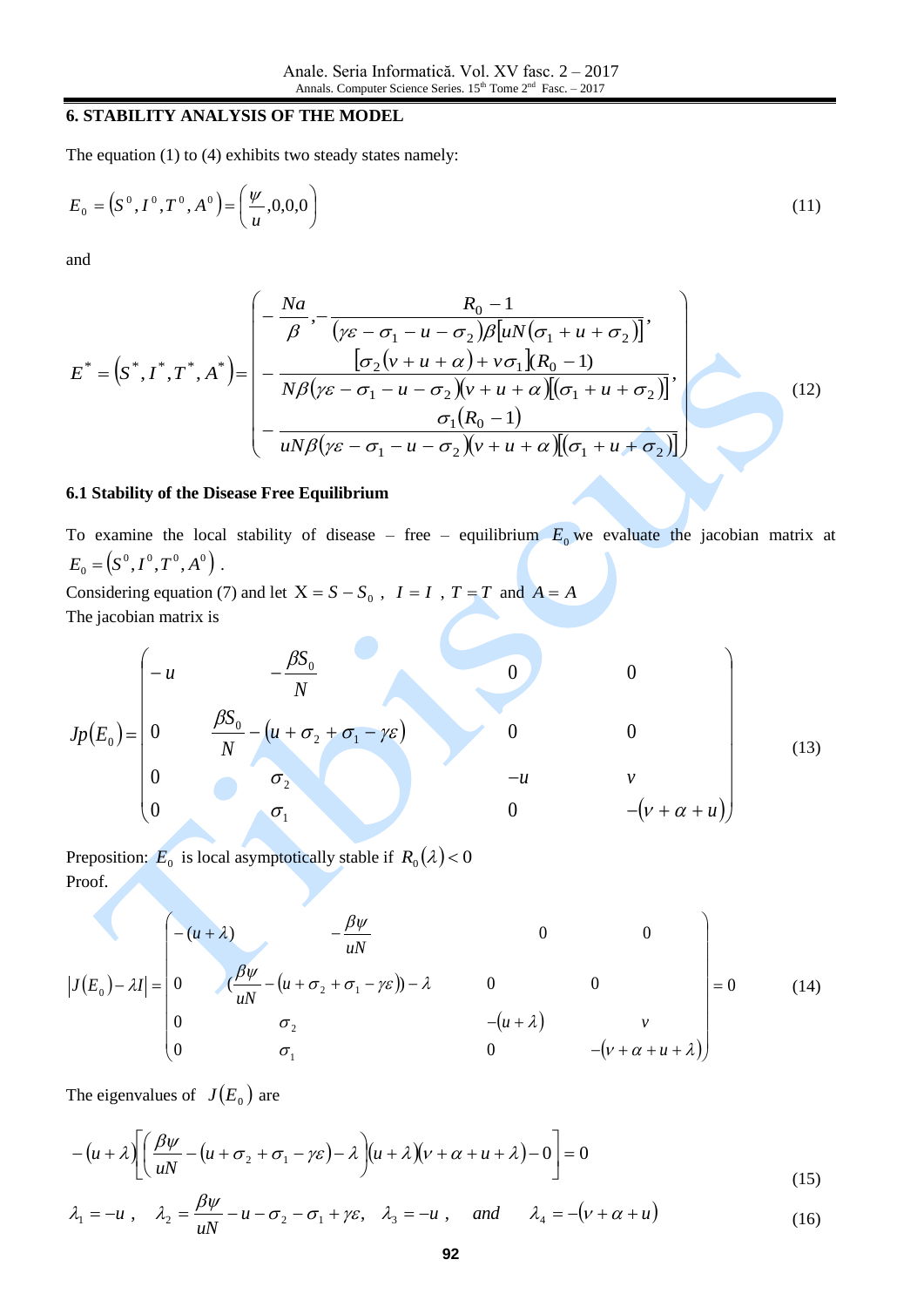## 6. STABILITY ANALYSIS OF THE MODEL

The equation (1) to (4) exhibits two steady states namely:

$$E_0 = \left(S^0, I^0, T^0, A^0\right) = \left(\frac{\psi}{u}, 0, 0, 0\right) \tag{11}$$

and

$$E^* = \left(S^*, I^*, T^*, A^*\right) = \begin{pmatrix} -\dfrac{Na}{\beta}, -\dfrac{R_0 - 1}{(\gamma\varepsilon - \sigma_1 - u - \sigma_2)\beta\left[uN(\sigma_1 + u + \sigma_2)\right]}, \\ -\dfrac{\left[\sigma_2(v + u + \alpha) + v\sigma_1\right](R_0 - 1)}{N\beta(\gamma\varepsilon - \sigma_1 - u - \sigma_2)(v + u + \alpha)\left[(\sigma_1 + u + \sigma_2)\right]}, \\ -\dfrac{\sigma_1(R_0 - 1)}{uN\beta(\gamma\varepsilon - \sigma_1 - u - \sigma_2)(v + u + \alpha)\left[(\sigma_1 + u + \sigma_2)\right]} \end{pmatrix} \tag{12}$$

### 6.1 Stability of the Disease Free Equilibrium

To examine the local stability of disease – free – equilibrium $E_0$ we evaluate the jacobian matrix at $E_0 = \left(S^0, I^0, T^0, A^0\right)$.

Considering equation (7) and let $X = S - S_0$ , $I = I$ , $T = T$ and $A = A$

The jacobian matrix is

$$Jp(E_0) = \begin{pmatrix} -u & -\dfrac{\beta S_0}{N} & 0 & 0 \\ 0 & \dfrac{\beta S_0}{N} - (u + \sigma_2 + \sigma_1 - \gamma\varepsilon) & 0 & 0 \\ 0 & \sigma_2 & -u & v \\ 0 & \sigma_1 & 0 & -(v + \alpha + u) \end{pmatrix} \tag{13}$$

Preposition: $E_0$ is local asymptotically stable if $R_0(\lambda) < 0$

Proof.

$$|J(E_0) - \lambda I| = \begin{vmatrix} -(u + \lambda) & -\dfrac{\beta\psi}{uN} & 0 & 0 \\ 0 & \left(\dfrac{\beta\psi}{uN} - (u + \sigma_2 + \sigma_1 - \gamma\varepsilon)\right) - \lambda & 0 & 0 \\ 0 & \sigma_2 & -(u + \lambda) & v \\ 0 & \sigma_1 & 0 & -(v + \alpha + u + \lambda) \end{vmatrix} = 0 \tag{14}$$

The eigenvalues of $J(E_0)$ are

$$-(u + \lambda)\left[\left(\frac{\beta\psi}{uN} - (u + \sigma_2 + \sigma_1 - \gamma\varepsilon) - \lambda\right)(u + \lambda)(v + \alpha + u + \lambda) - 0\right] = 0 \tag{15}$$

$$\lambda_1 = -u\,, \quad \lambda_2 = \frac{\beta\psi}{uN} - u - \sigma_2 - \sigma_1 + \gamma\varepsilon, \quad \lambda_3 = -u\,, \quad and \quad \lambda_4 = -(v + \alpha + u) \tag{16}$$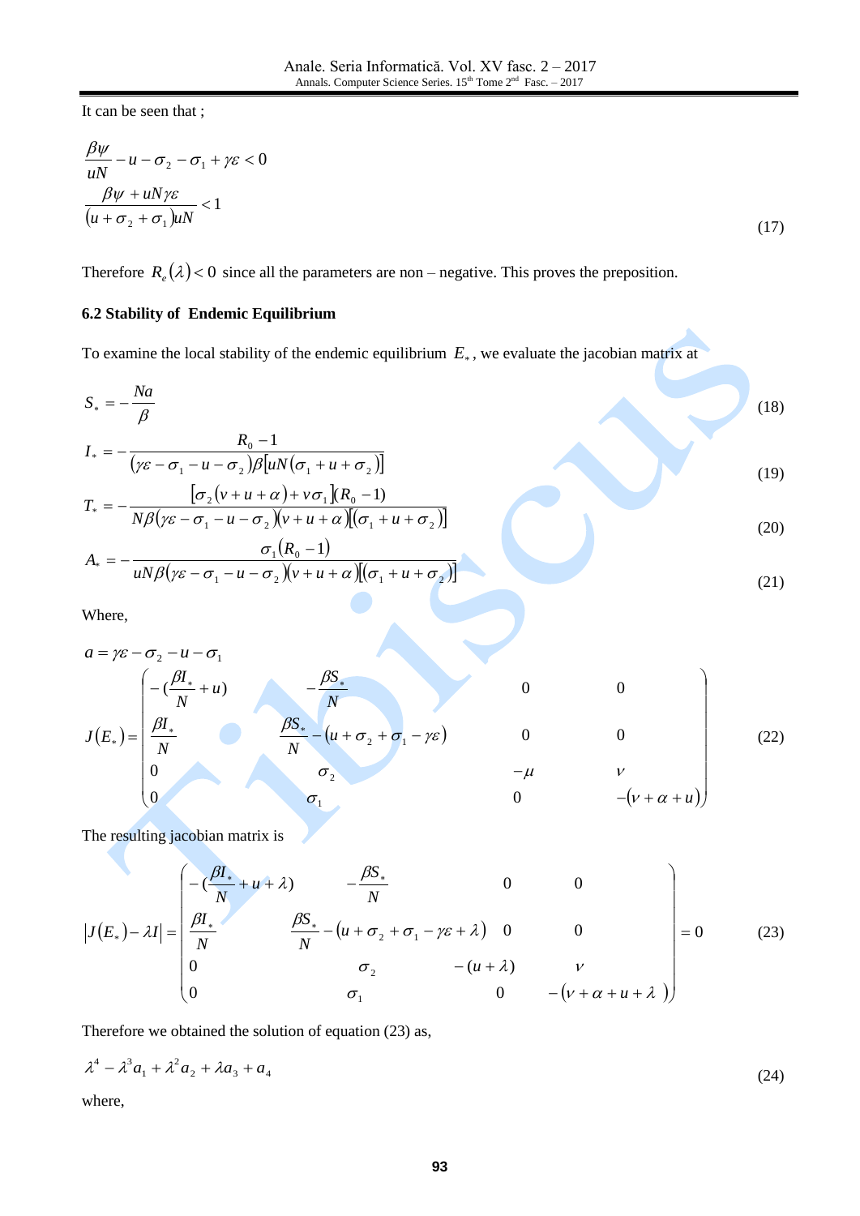It can be seen that ;

$$\frac{\beta\psi}{uN} - u - \sigma_2 - \sigma_1 + \gamma\varepsilon < 0$$

$$\frac{\beta\psi + uN\gamma\varepsilon}{(u + \sigma_2 + \sigma_1)uN} < 1 \tag{17}$$

Therefore $R_e(\lambda) < 0$ since all the parameters are non – negative. This proves the preposition.

### 6.2 Stability of Endemic Equilibrium

To examine the local stability of the endemic equilibrium $E_*$, we evaluate the jacobian matrix at

$$S_* = -\frac{Na}{\beta} \tag{18}$$

$$I_* = -\frac{R_0 - 1}{(\gamma\varepsilon - \sigma_1 - u - \sigma_2)\beta[uN(\sigma_1 + u + \sigma_2)]} \tag{19}$$

$$T_* = -\frac{[\sigma_2(v + u + \alpha) + v\sigma_1](R_0 - 1)}{N\beta(\gamma\varepsilon - \sigma_1 - u - \sigma_2)(v + u + \alpha)[(\sigma_1 + u + \sigma_2)]} \tag{20}$$

$$A_* = -\frac{\sigma_1(R_0 - 1)}{uN\beta(\gamma\varepsilon - \sigma_1 - u - \sigma_2)(v + u + \alpha)[(\sigma_1 + u + \sigma_2)]} \tag{21}$$

Where,

$$a = \gamma\varepsilon - \sigma_2 - u - \sigma_1$$

$$J(E_*) = \begin{pmatrix} -(\frac{\beta I_*}{N} + u) & -\frac{\beta S_*}{N} & 0 & 0 \\ \frac{\beta I_*}{N} & \frac{\beta S_*}{N} - (u + \sigma_2 + \sigma_1 - \gamma\varepsilon) & 0 & 0 \\ 0 & \sigma_2 & -\mu & v \\ 0 & \sigma_1 & 0 & -(v + \alpha + u) \end{pmatrix} \tag{22}$$

The resulting jacobian matrix is

$$|J(E_*) - \lambda I| = \begin{vmatrix} -(\frac{\beta I_*}{N} + u + \lambda) & -\frac{\beta S_*}{N} & 0 & 0 \\ \frac{\beta I_*}{N} & \frac{\beta S_*}{N} - (u + \sigma_2 + \sigma_1 - \gamma\varepsilon + \lambda) & 0 & 0 \\ 0 & \sigma_2 & -(u + \lambda) & v \\ 0 & \sigma_1 & 0 & -(v + \alpha + u + \lambda) \end{vmatrix} = 0 \tag{23}$$

Therefore we obtained the solution of equation (23) as,

$$\lambda^4 - \lambda^3 a_1 + \lambda^2 a_2 + \lambda a_3 + a_4 \tag{24}$$

where,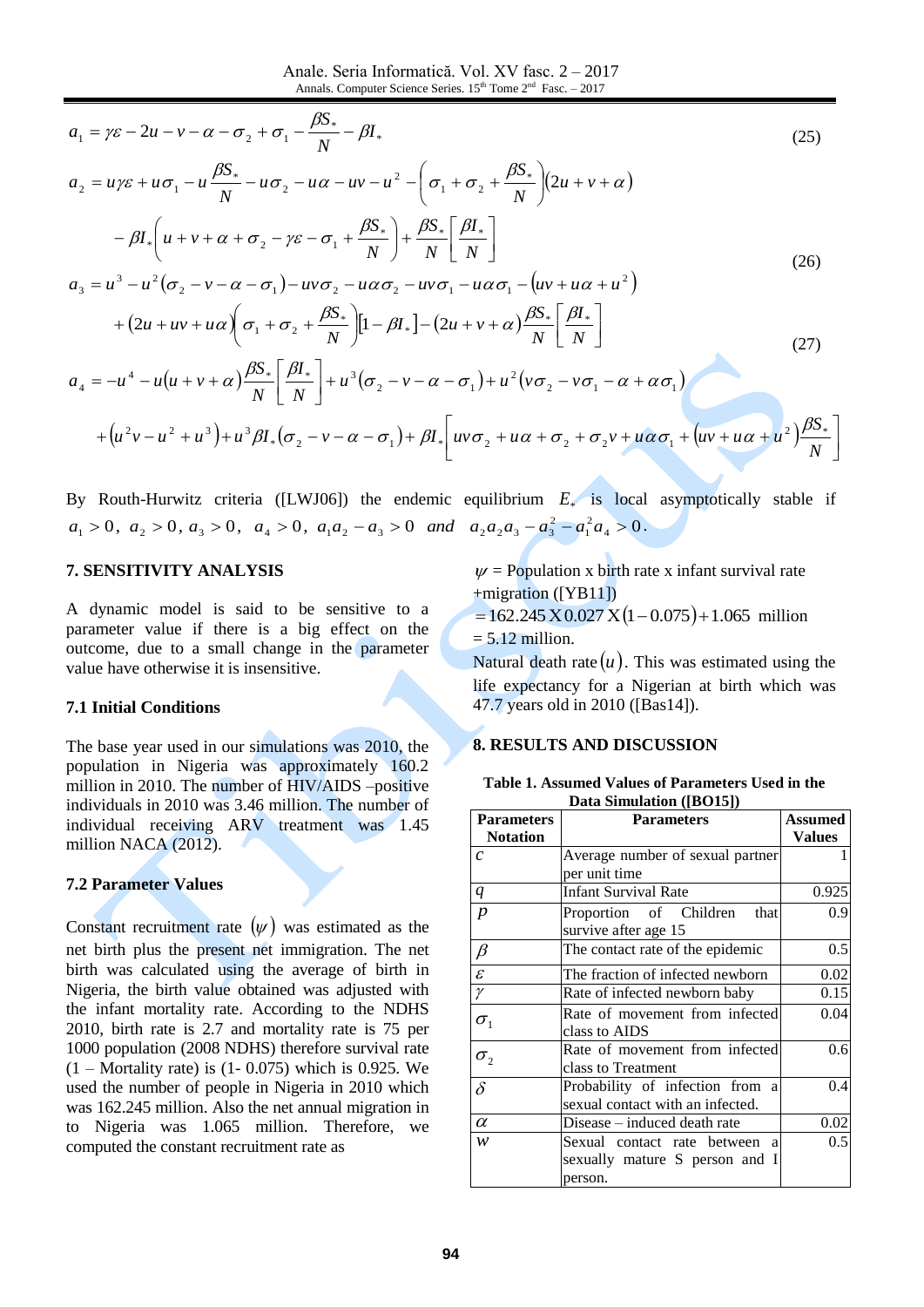$$a_1 = \gamma\varepsilon - 2u - v - \alpha - \sigma_2 + \sigma_1 - \frac{\beta S_*}{N} - \beta I_* \tag{25}$$

$$a_2 = u\gamma\varepsilon + u\sigma_1 - u\frac{\beta S_*}{N} - u\sigma_2 - u\alpha - uv - u^2 - \left(\sigma_1 + \sigma_2 + \frac{\beta S_*}{N}\right)(2u + v + \alpha)$$

$$- \beta I_*\left(u + v + \alpha + \sigma_2 - \gamma\varepsilon - \sigma_1 + \frac{\beta S_*}{N}\right) + \frac{\beta S_*}{N}\left[\frac{\beta I_*}{N}\right] \tag{26}$$

$$a_3 = u^3 - u^2(\sigma_2 - v - \alpha - \sigma_1) - uv\sigma_2 - u\alpha\sigma_2 - uv\sigma_1 - u\alpha\sigma_1 - (uv + u\alpha + u^2)$$

$$+ (2u + uv + u\alpha)\left(\sigma_1 + \sigma_2 + \frac{\beta S_*}{N}\right)[1 - \beta I_*] - (2u + v + \alpha)\frac{\beta S_*}{N}\left[\frac{\beta I_*}{N}\right] \tag{27}$$

$$a_4 = -u^4 - u(u + v + \alpha)\frac{\beta S_*}{N}\left[\frac{\beta I_*}{N}\right] + u^3(\sigma_2 - v - \alpha - \sigma_1) + u^2(v\sigma_2 - v\sigma_1 - \alpha + \alpha\sigma_1)$$

$$+ (u^2 v - u^2 + u^3) + u^3\beta I_*(\sigma_2 - v - \alpha - \sigma_1) + \beta I_*\left[uv\sigma_2 + u\alpha + \sigma_2 + \sigma_2 v + u\alpha\sigma_1 + (uv + u\alpha + u^2)\frac{\beta S_*}{N}\right]$$

By Routh-Hurwitz criteria ([LWJ06]) the endemic equilibrium $E_*$ is local asymptotically stable if $a_1 > 0$, $a_2 > 0$, $a_3 > 0$, $a_4 > 0$, $a_1 a_2 - a_3 > 0$ *and* $a_2 a_2 a_3 - a_3^2 - a_1^2 a_4 > 0$.

## 7. SENSITIVITY ANALYSIS

A dynamic model is said to be sensitive to a parameter value if there is a big effect on the outcome, due to a small change in the parameter value have otherwise it is insensitive.

### 7.1 Initial Conditions

The base year used in our simulations was 2010, the population in Nigeria was approximately 160.2 million in 2010. The number of HIV/AIDS –positive individuals in 2010 was 3.46 million. The number of individual receiving ARV treatment was 1.45 million NACA (2012).

### 7.2 Parameter Values

Constant recruitment rate $(\psi)$ was estimated as the net birth plus the present net immigration. The net birth was calculated using the average of birth in Nigeria, the birth value obtained was adjusted with the infant mortality rate. According to the NDHS 2010, birth rate is 2.7 and mortality rate is 75 per 1000 population (2008 NDHS) therefore survival rate (1 – Mortality rate) is (1- 0.075) which is 0.925. We used the number of people in Nigeria in 2010 which was 162.245 million. Also the net annual migration in to Nigeria was 1.065 million. Therefore, we computed the constant recruitment rate as

$\psi$ = Population x birth rate x infant survival rate +migration ([YB11])

$= 162.245 \text{ X } 0.027 \text{ X } (1 - 0.075) + 1.065$ million

= 5.12 million.

Natural death rate $(u)$. This was estimated using the life expectancy for a Nigerian at birth which was 47.7 years old in 2010 ([Bas14]).

## 8. RESULTS AND DISCUSSION

**Table 1. Assumed Values of Parameters Used in the Data Simulation ([BO15])**

| Parameters Notation | Parameters | Assumed Values |
|---|---|---|
| $c$ | Average number of sexual partner per unit time | 1 |
| $q$ | Infant Survival Rate | 0.925 |
| $p$ | Proportion of Children that survive after age 15 | 0.9 |
| $\beta$ | The contact rate of the epidemic | 0.5 |
| $\varepsilon$ | The fraction of infected newborn | 0.02 |
| $\gamma$ | Rate of infected newborn baby | 0.15 |
| $\sigma_1$ | Rate of movement from infected class to AIDS | 0.04 |
| $\sigma_2$ | Rate of movement from infected class to Treatment | 0.6 |
| $\delta$ | Probability of infection from a sexual contact with an infected. | 0.4 |
| $\alpha$ | Disease – induced death rate | 0.02 |
| $w$ | Sexual contact rate between a sexually mature S person and I person. | 0.5 |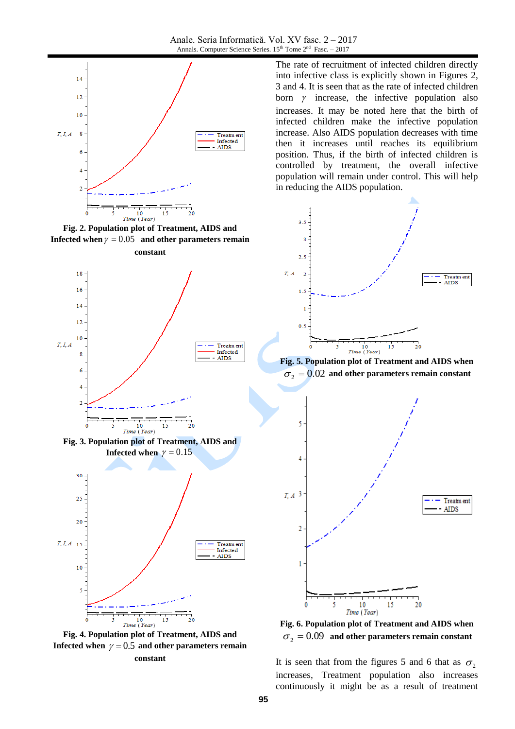**Fig. 2. Population plot of Treatment, AIDS and Infected when $\gamma = 0.05$ and other parameters remain constant**

**Fig. 3. Population plot of Treatment, AIDS and Infected when $\gamma = 0.15$**

**Fig. 4. Population plot of Treatment, AIDS and Infected when $\gamma = 0.5$ and other parameters remain constant**

The rate of recruitment of infected children directly into infective class is explicitly shown in Figures 2, 3 and 4. It is seen that as the rate of infected children born $\gamma$ increase, the infective population also increases. It may be noted here that the birth of infected children make the infective population increase. Also AIDS population decreases with time then it increases until reaches its equilibrium position. Thus, if the birth of infected children is controlled by treatment, the overall infective population will remain under control. This will help in reducing the AIDS population.

**Fig. 5. Population plot of Treatment and AIDS when $\sigma_2 = 0.02$ and other parameters remain constant**

**Fig. 6. Population plot of Treatment and AIDS when $\sigma_2 = 0.09$ and other parameters remain constant**

It is seen that from the figures 5 and 6 that as $\sigma_2$ increases, Treatment population also increases continuously it might be as a result of treatment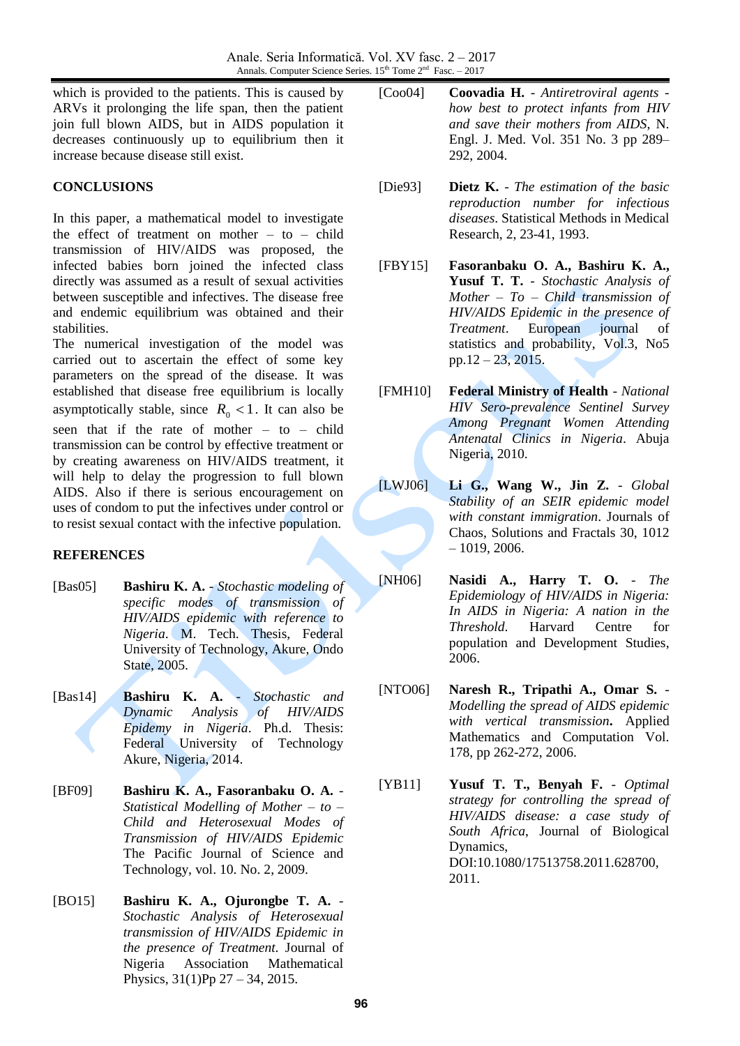which is provided to the patients. This is caused by ARVs it prolonging the life span, then the patient join full blown AIDS, but in AIDS population it decreases continuously up to equilibrium then it increase because disease still exist.

## CONCLUSIONS

In this paper, a mathematical model to investigate the effect of treatment on mother – to – child transmission of HIV/AIDS was proposed, the infected babies born joined the infected class directly was assumed as a result of sexual activities between susceptible and infectives. The disease free and endemic equilibrium was obtained and their stabilities.

The numerical investigation of the model was carried out to ascertain the effect of some key parameters on the spread of the disease. It was established that disease free equilibrium is locally asymptotically stable, since $R_0 < 1$. It can also be seen that if the rate of mother – to – child transmission can be control by effective treatment or by creating awareness on HIV/AIDS treatment, it will help to delay the progression to full blown AIDS. Also if there is serious encouragement on uses of condom to put the infectives under control or to resist sexual contact with the infective population.

## REFERENCES

[Bas05] **Bashiru K. A.** - *Stochastic modeling of specific modes of transmission of HIV/AIDS epidemic with reference to Nigeria*. M. Tech. Thesis, Federal University of Technology, Akure, Ondo State, 2005.

[Bas14] **Bashiru K. A.** - *Stochastic and Dynamic Analysis of HIV/AIDS Epidemy in Nigeria*. Ph.d. Thesis: Federal University of Technology Akure, Nigeria, 2014.

[BF09] **Bashiru K. A., Fasoranbaku O. A.** - *Statistical Modelling of Mother – to – Child and Heterosexual Modes of Transmission of HIV/AIDS Epidemic* The Pacific Journal of Science and Technology, vol. 10. No. 2, 2009.

[BO15] **Bashiru K. A., Ojurongbe T. A.** - *Stochastic Analysis of Heterosexual transmission of HIV/AIDS Epidemic in the presence of Treatment*. Journal of Nigeria Association Mathematical Physics, 31(1)Pp 27 – 34, 2015.

[Coo04] **Coovadia H.** - *Antiretroviral agents - how best to protect infants from HIV and save their mothers from AIDS*, N. Engl. J. Med. Vol. 351 No. 3 pp 289–292, 2004.

[Die93] **Dietz K.** - *The estimation of the basic reproduction number for infectious diseases*. Statistical Methods in Medical Research, 2, 23-41, 1993.

[FBY15] **Fasoranbaku O. A., Bashiru K. A., Yusuf T. T.** - *Stochastic Analysis of Mother – To – Child transmission of HIV/AIDS Epidemic in the presence of Treatment*. European journal of statistics and probability, Vol.3, No5 pp.12 – 23, 2015.

[FMH10] **Federal Ministry of Health** - *National HIV Sero-prevalence Sentinel Survey Among Pregnant Women Attending Antenatal Clinics in Nigeria*. Abuja Nigeria, 2010.

[LWJ06] **Li G., Wang W., Jin Z.** - *Global Stability of an SEIR epidemic model with constant immigration*. Journals of Chaos, Solutions and Fractals 30, 1012 – 1019, 2006.

[NH06] **Nasidi A., Harry T. O.** - *The Epidemiology of HIV/AIDS in Nigeria: In AIDS in Nigeria: A nation in the Threshold*. Harvard Centre for population and Development Studies, 2006.

[NTO06] **Naresh R., Tripathi A., Omar S.** - *Modelling the spread of AIDS epidemic with vertical transmission***.** Applied Mathematics and Computation Vol. 178, pp 262-272, 2006.

[YB11] **Yusuf T. T., Benyah F.** - *Optimal strategy for controlling the spread of HIV/AIDS disease: a case study of South Africa*, Journal of Biological Dynamics, DOI:10.1080/17513758.2011.628700, 2011.